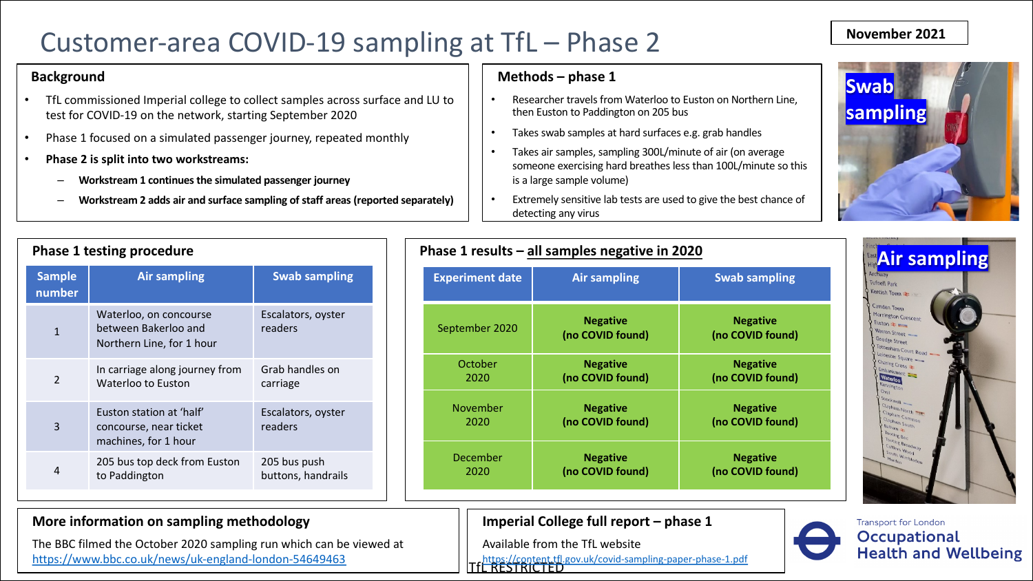# Customer-area COVID-19 sampling at TfL – Phase 2

**November 2021**

## Background

- TfL commissioned Imperial college to collect samples across surface and LU to test for COVID-19 on the network, starting September 2020
- Phase 1 focused on a simulated passenger journey, repeated monthly
- **Phase 2 is split into two workstreams:**
  - **Workstream 1 continues the simulated passenger journey**
  - **Workstream 2 adds air and surface sampling of staff areas (reported separately)**

## Methods – phase 1

- Researcher travels from Waterloo to Euston on Northern Line, then Euston to Paddington on 205 bus
- Takes swab samples at hard surfaces e.g. grab handles
- Takes air samples, sampling 300L/minute of air (on average someone exercising hard breathes less than 100L/minute so this is a large sample volume)
- Extremely sensitive lab tests are used to give the best chance of detecting any virus

**Swab sampling**

**Air sampling**

## Phase 1 testing procedure

| Sample number | Air sampling | Swab sampling |
|---|---|---|
| 1 | Waterloo, on concourse between Bakerloo and Northern Line, for 1 hour | Escalators, oyster readers |
| 2 | In carriage along journey from Waterloo to Euston | Grab handles on carriage |
| 3 | Euston station at 'half' concourse, near ticket machines, for 1 hour | Escalators, oyster readers |
| 4 | 205 bus top deck from Euston to Paddington | 205 bus push buttons, handrails |

## Phase 1 results – all samples negative in 2020

| Experiment date | Air sampling | Swab sampling |
|---|---|---|
| September 2020 | **Negative (no COVID found)** | **Negative (no COVID found)** |
| October 2020 | **Negative (no COVID found)** | **Negative (no COVID found)** |
| November 2020 | **Negative (no COVID found)** | **Negative (no COVID found)** |
| December 2020 | **Negative (no COVID found)** | **Negative (no COVID found)** |

## More information on sampling methodology

The BBC filmed the October 2020 sampling run which can be viewed at https://www.bbc.co.uk/news/uk-england-london-54649463

## Imperial College full report – phase 1

Available from the TfL website

https://content.tfl.gov.uk/covid-sampling-paper-phase-1.pdf

TfL RESTRICTED

Transport for London
Occupational Health and Wellbeing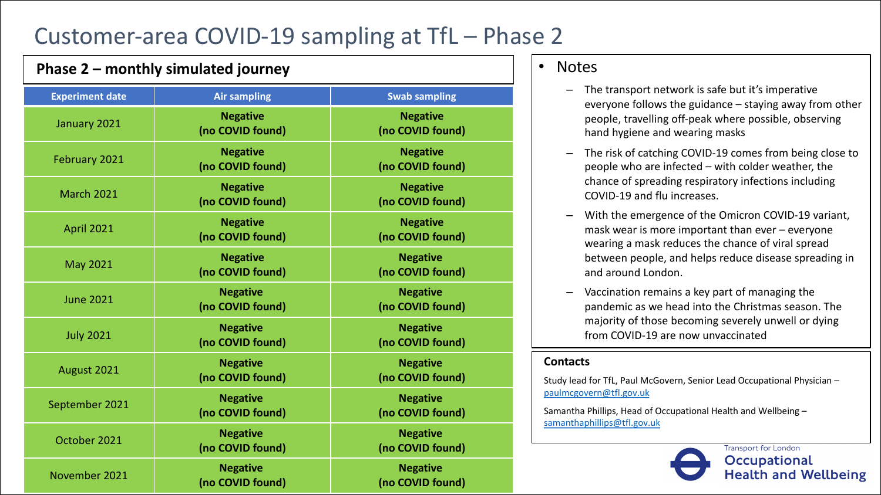# Customer-area COVID-19 sampling at TfL – Phase 2

## Phase 2 – monthly simulated journey

| Experiment date | Air sampling | Swab sampling |
|---|---|---|
| January 2021 | **Negative (no COVID found)** | **Negative (no COVID found)** |
| February 2021 | **Negative (no COVID found)** | **Negative (no COVID found)** |
| March 2021 | **Negative (no COVID found)** | **Negative (no COVID found)** |
| April 2021 | **Negative (no COVID found)** | **Negative (no COVID found)** |
| May 2021 | **Negative (no COVID found)** | **Negative (no COVID found)** |
| June 2021 | **Negative (no COVID found)** | **Negative (no COVID found)** |
| July 2021 | **Negative (no COVID found)** | **Negative (no COVID found)** |
| August 2021 | **Negative (no COVID found)** | **Negative (no COVID found)** |
| September 2021 | **Negative (no COVID found)** | **Negative (no COVID found)** |
| October 2021 | **Negative (no COVID found)** | **Negative (no COVID found)** |
| November 2021 | **Negative (no COVID found)** | **Negative (no COVID found)** |

- Notes
  - The transport network is safe but it's imperative everyone follows the guidance – staying away from other people, travelling off-peak where possible, observing hand hygiene and wearing masks
  - The risk of catching COVID-19 comes from being close to people who are infected – with colder weather, the chance of spreading respiratory infections including COVID-19 and flu increases.
  - With the emergence of the Omicron COVID-19 variant, mask wear is more important than ever – everyone wearing a mask reduces the chance of viral spread between people, and helps reduce disease spreading in and around London.
  - Vaccination remains a key part of managing the pandemic as we head into the Christmas season. The majority of those becoming severely unwell or dying from COVID-19 are now unvaccinated

**Contacts**

Study lead for TfL, Paul McGovern, Senior Lead Occupational Physician – paulmcgovern@tfl.gov.uk

Samantha Phillips, Head of Occupational Health and Wellbeing – samanthaphillips@tfl.gov.uk

Transport for London
Occupational Health and Wellbeing